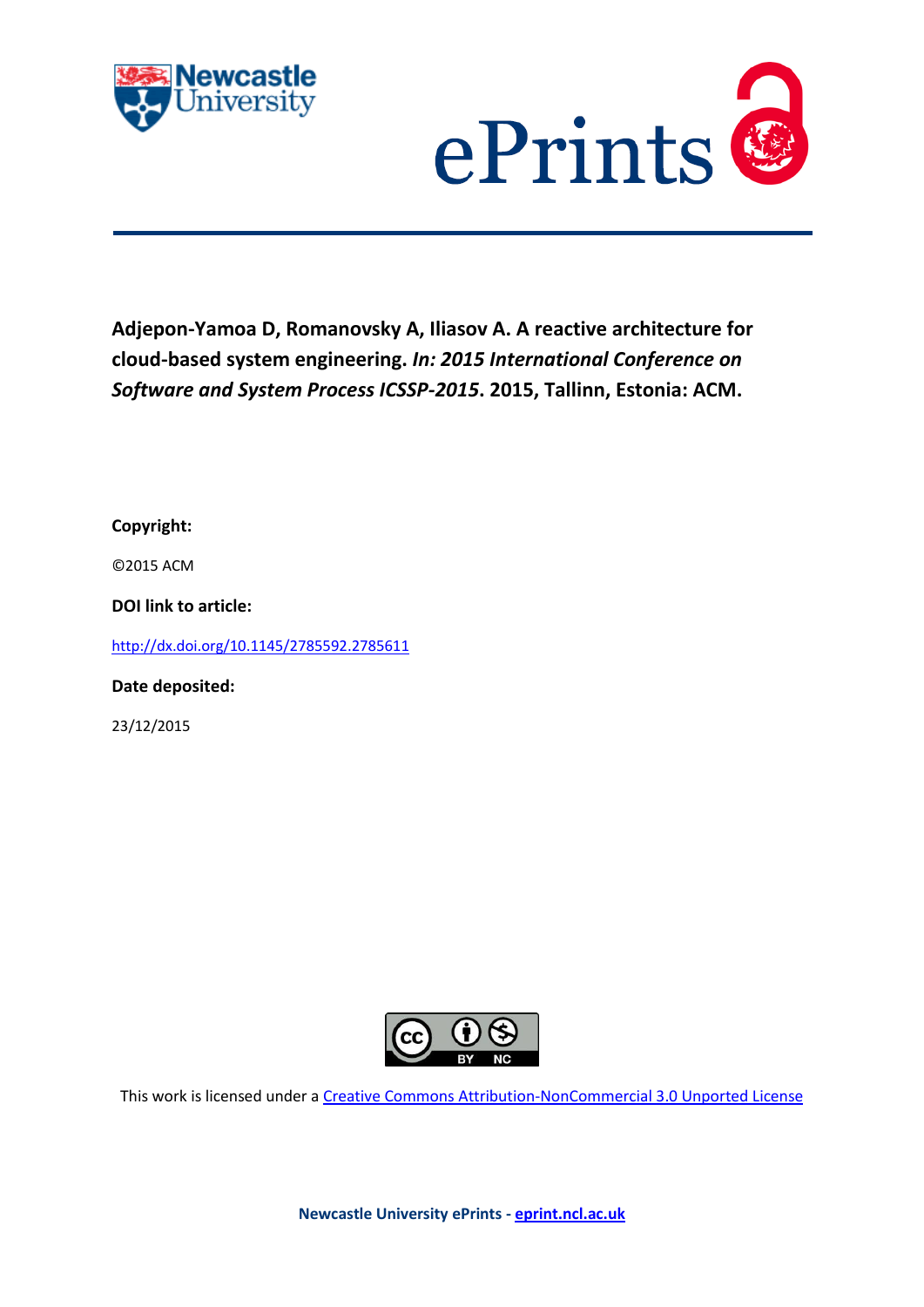**Adjepon-Yamoa D, Romanovsky A, Iliasov A. A reactive architecture for cloud-based system engineering. *In: 2015 International Conference on Software and System Process ICSSP-2015*. 2015, Tallinn, Estonia: ACM.**

**Copyright:**

©2015 ACM

**DOI link to article:**

http://dx.doi.org/10.1145/2785592.2785611

**Date deposited:**

23/12/2015

This work is licensed under a Creative Commons Attribution-NonCommercial 3.0 Unported License

**Newcastle University ePrints - eprint.ncl.ac.uk**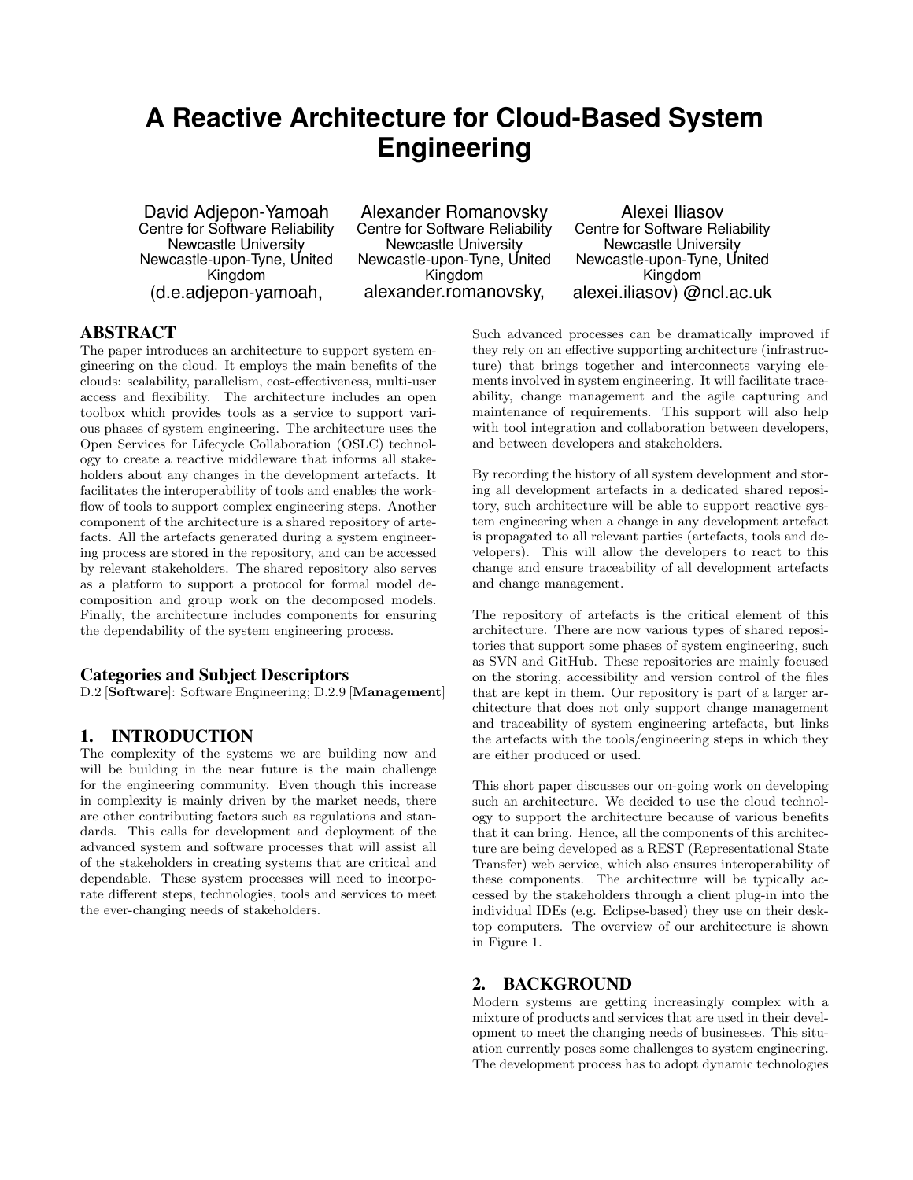# A Reactive Architecture for Cloud-Based System Engineering

David Adjepon-Yamoah
Centre for Software Reliability
Newcastle University
Newcastle-upon-Tyne, United Kingdom
(d.e.adjepon-yamoah,

Alexander Romanovsky
Centre for Software Reliability
Newcastle University
Newcastle-upon-Tyne, United Kingdom
alexander.romanovsky,

Alexei Iliasov
Centre for Software Reliability
Newcastle University
Newcastle-upon-Tyne, United Kingdom
alexei.iliasov) @ncl.ac.uk

## ABSTRACT

The paper introduces an architecture to support system engineering on the cloud. It employs the main benefits of the clouds: scalability, parallelism, cost-effectiveness, multi-user access and flexibility. The architecture includes an open toolbox which provides tools as a service to support various phases of system engineering. The architecture uses the Open Services for Lifecycle Collaboration (OSLC) technology to create a reactive middleware that informs all stakeholders about any changes in the development artefacts. It facilitates the interoperability of tools and enables the workflow of tools to support complex engineering steps. Another component of the architecture is a shared repository of artefacts. All the artefacts generated during a system engineering process are stored in the repository, and can be accessed by relevant stakeholders. The shared repository also serves as a platform to support a protocol for formal model decomposition and group work on the decomposed models. Finally, the architecture includes components for ensuring the dependability of the system engineering process.

### Categories and Subject Descriptors

D.2 [**Software**]: Software Engineering; D.2.9 [**Management**]

## 1. INTRODUCTION

The complexity of the systems we are building now and will be building in the near future is the main challenge for the engineering community. Even though this increase in complexity is mainly driven by the market needs, there are other contributing factors such as regulations and standards. This calls for development and deployment of the advanced system and software processes that will assist all of the stakeholders in creating systems that are critical and dependable. These system processes will need to incorporate different steps, technologies, tools and services to meet the ever-changing needs of stakeholders.

Such advanced processes can be dramatically improved if they rely on an effective supporting architecture (infrastructure) that brings together and interconnects varying elements involved in system engineering. It will facilitate traceability, change management and the agile capturing and maintenance of requirements. This support will also help with tool integration and collaboration between developers, and between developers and stakeholders.

By recording the history of all system development and storing all development artefacts in a dedicated shared repository, such architecture will be able to support reactive system engineering when a change in any development artefact is propagated to all relevant parties (artefacts, tools and developers). This will allow the developers to react to this change and ensure traceability of all development artefacts and change management.

The repository of artefacts is the critical element of this architecture. There are now various types of shared repositories that support some phases of system engineering, such as SVN and GitHub. These repositories are mainly focused on the storing, accessibility and version control of the files that are kept in them. Our repository is part of a larger architecture that does not only support change management and traceability of system engineering artefacts, but links the artefacts with the tools/engineering steps in which they are either produced or used.

This short paper discusses our on-going work on developing such an architecture. We decided to use the cloud technology to support the architecture because of various benefits that it can bring. Hence, all the components of this architecture are being developed as a REST (Representational State Transfer) web service, which also ensures interoperability of these components. The architecture will be typically accessed by the stakeholders through a client plug-in into the individual IDEs (e.g. Eclipse-based) they use on their desktop computers. The overview of our architecture is shown in Figure 1.

## 2. BACKGROUND

Modern systems are getting increasingly complex with a mixture of products and services that are used in their development to meet the changing needs of businesses. This situation currently poses some challenges to system engineering. The development process has to adopt dynamic technologies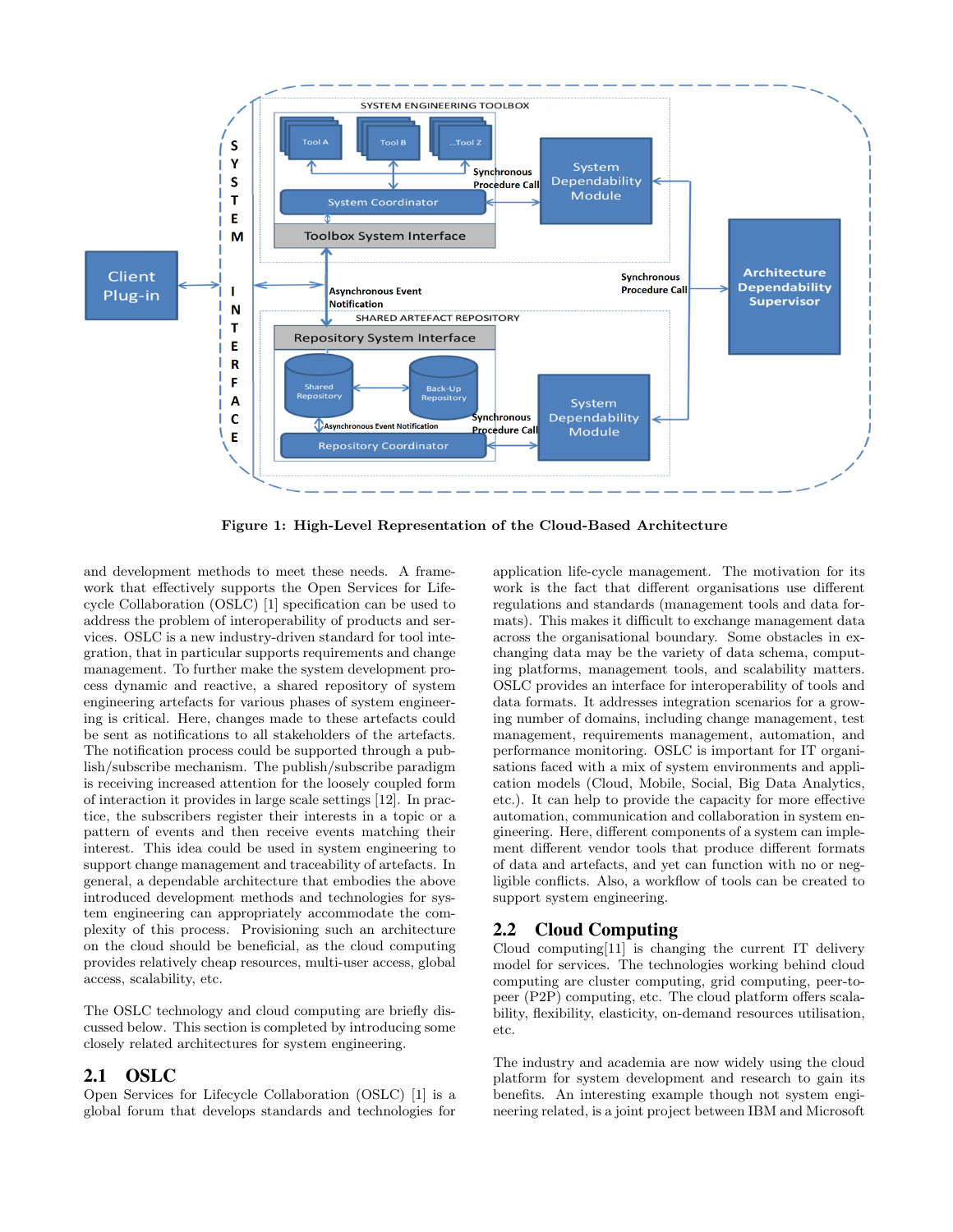Figure 1: High-Level Representation of the Cloud-Based Architecture

and development methods to meet these needs. A framework that effectively supports the Open Services for Lifecycle Collaboration (OSLC) [1] specification can be used to address the problem of interoperability of products and services. OSLC is a new industry-driven standard for tool integration, that in particular supports requirements and change management. To further make the system development process dynamic and reactive, a shared repository of system engineering artefacts for various phases of system engineering is critical. Here, changes made to these artefacts could be sent as notifications to all stakeholders of the artefacts. The notification process could be supported through a publish/subscribe mechanism. The publish/subscribe paradigm is receiving increased attention for the loosely coupled form of interaction it provides in large scale settings [12]. In practice, the subscribers register their interests in a topic or a pattern of events and then receive events matching their interest. This idea could be used in system engineering to support change management and traceability of artefacts. In general, a dependable architecture that embodies the above introduced development methods and technologies for system engineering can appropriately accommodate the complexity of this process. Provisioning such an architecture on the cloud should be beneficial, as the cloud computing provides relatively cheap resources, multi-user access, global access, scalability, etc.

The OSLC technology and cloud computing are briefly discussed below. This section is completed by introducing some closely related architectures for system engineering.

## 2.1 OSLC

Open Services for Lifecycle Collaboration (OSLC) [1] is a global forum that develops standards and technologies for application life-cycle management. The motivation for its work is the fact that different organisations use different regulations and standards (management tools and data formats). This makes it difficult to exchange management data across the organisational boundary. Some obstacles in exchanging data may be the variety of data schema, computing platforms, management tools, and scalability matters. OSLC provides an interface for interoperability of tools and data formats. It addresses integration scenarios for a growing number of domains, including change management, test management, requirements management, automation, and performance monitoring. OSLC is important for IT organisations faced with a mix of system environments and application models (Cloud, Mobile, Social, Big Data Analytics, etc.). It can help to provide the capacity for more effective automation, communication and collaboration in system engineering. Here, different components of a system can implement different vendor tools that produce different formats of data and artefacts, and yet can function with no or negligible conflicts. Also, a workflow of tools can be created to support system engineering.

## 2.2 Cloud Computing

Cloud computing[11] is changing the current IT delivery model for services. The technologies working behind cloud computing are cluster computing, grid computing, peer-to-peer (P2P) computing, etc. The cloud platform offers scalability, flexibility, elasticity, on-demand resources utilisation, etc.

The industry and academia are now widely using the cloud platform for system development and research to gain its benefits. An interesting example though not system engineering related, is a joint project between IBM and Microsoft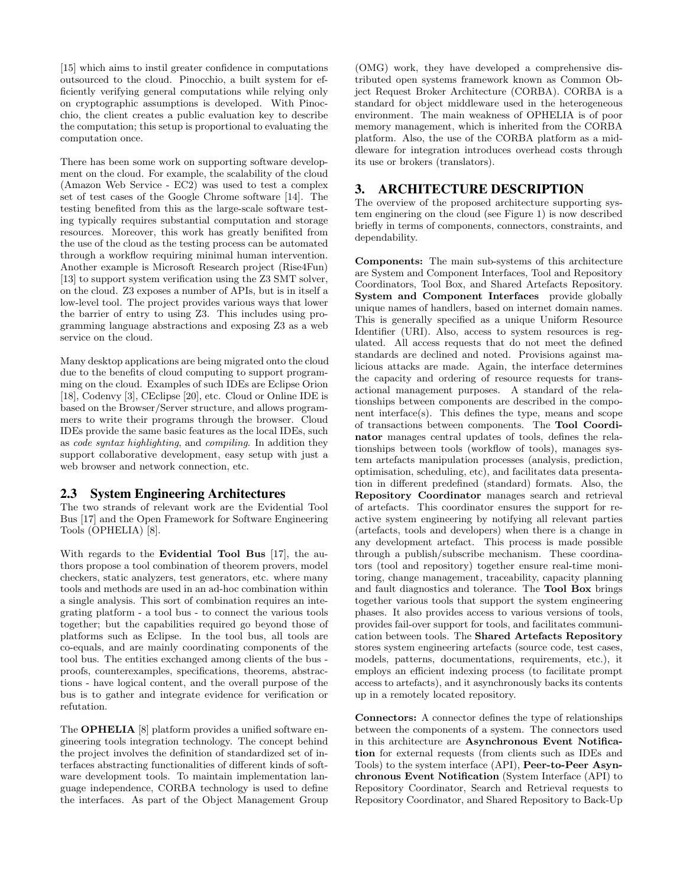[15] which aims to instil greater confidence in computations outsourced to the cloud. Pinocchio, a built system for efficiently verifying general computations while relying only on cryptographic assumptions is developed. With Pinocchio, the client creates a public evaluation key to describe the computation; this setup is proportional to evaluating the computation once.

There has been some work on supporting software development on the cloud. For example, the scalability of the cloud (Amazon Web Service - EC2) was used to test a complex set of test cases of the Google Chrome software [14]. The testing benefited from this as the large-scale software testing typically requires substantial computation and storage resources. Moreover, this work has greatly benifited from the use of the cloud as the testing process can be automated through a workflow requiring minimal human intervention. Another example is Microsoft Research project (Rise4Fun) [13] to support system verification using the Z3 SMT solver, on the cloud. Z3 exposes a number of APIs, but is in itself a low-level tool. The project provides various ways that lower the barrier of entry to using Z3. This includes using programming language abstractions and exposing Z3 as a web service on the cloud.

Many desktop applications are being migrated onto the cloud due to the benefits of cloud computing to support programming on the cloud. Examples of such IDEs are Eclipse Orion [18], Codenvy [3], CEclipse [20], etc. Cloud or Online IDE is based on the Browser/Server structure, and allows programmers to write their programs through the browser. Cloud IDEs provide the same basic features as the local IDEs, such as *code syntax highlighting*, and *compiling*. In addition they support collaborative development, easy setup with just a web browser and network connection, etc.

## 2.3 System Engineering Architectures

The two strands of relevant work are the Evidential Tool Bus [17] and the Open Framework for Software Engineering Tools (OPHELIA) [8].

With regards to the **Evidential Tool Bus** [17], the authors propose a tool combination of theorem provers, model checkers, static analyzers, test generators, etc. where many tools and methods are used in an ad-hoc combination within a single analysis. This sort of combination requires an integrating platform - a tool bus - to connect the various tools together; but the capabilities required go beyond those of platforms such as Eclipse. In the tool bus, all tools are co-equals, and are mainly coordinating components of the tool bus. The entities exchanged among clients of the bus - proofs, counterexamples, specifications, theorems, abstractions - have logical content, and the overall purpose of the bus is to gather and integrate evidence for verification or refutation.

The **OPHELIA** [8] platform provides a unified software engineering tools integration technology. The concept behind the project involves the definition of standardized set of interfaces abstracting functionalities of different kinds of software development tools. To maintain implementation language independence, CORBA technology is used to define the interfaces. As part of the Object Management Group (OMG) work, they have developed a comprehensive distributed open systems framework known as Common Object Request Broker Architecture (CORBA). CORBA is a standard for object middleware used in the heterogeneous environment. The main weakness of OPHELIA is of poor memory management, which is inherited from the CORBA platform. Also, the use of the CORBA platform as a middleware for integration introduces overhead costs through its use or brokers (translators).

# 3. ARCHITECTURE DESCRIPTION

The overview of the proposed architecture supporting system enginering on the cloud (see Figure 1) is now described briefly in terms of components, connectors, constraints, and dependability.

**Components:** The main sub-systems of this architecture are System and Component Interfaces, Tool and Repository Coordinators, Tool Box, and Shared Artefacts Repository. **System and Component Interfaces** provide globally unique names of handlers, based on internet domain names. This is generally specified as a unique Uniform Resource Identifier (URI). Also, access to system resources is regulated. All access requests that do not meet the defined standards are declined and noted. Provisions against malicious attacks are made. Again, the interface determines the capacity and ordering of resource requests for transactional management purposes. A standard of the relationships between components are described in the component interface(s). This defines the type, means and scope of transactions between components. The **Tool Coordinator** manages central updates of tools, defines the relationships between tools (workflow of tools), manages system artefacts manipulation processes (analysis, prediction, optimisation, scheduling, etc), and facilitates data presentation in different predefined (standard) formats. Also, the **Repository Coordinator** manages search and retrieval of artefacts. This coordinator ensures the support for reactive system engineering by notifying all relevant parties (artefacts, tools and developers) when there is a change in any development artefact. This process is made possible through a publish/subscribe mechanism. These coordinators (tool and repository) together ensure real-time monitoring, change management, traceability, capacity planning and fault diagnostics and tolerance. The **Tool Box** brings together various tools that support the system engineering phases. It also provides access to various versions of tools, provides fail-over support for tools, and facilitates communication between tools. The **Shared Artefacts Repository** stores system engineering artefacts (source code, test cases, models, patterns, documentations, requirements, etc.), it employs an efficient indexing process (to facilitate prompt access to artefacts), and it asynchronously backs its contents up in a remotely located repository.

**Connectors:** A connector defines the type of relationships between the components of a system. The connectors used in this architecture are **Asynchronous Event Notification** for external requests (from clients such as IDEs and Tools) to the system interface (API), **Peer-to-Peer Asynchronous Event Notification** (System Interface (API) to Repository Coordinator, Search and Retrieval requests to Repository Coordinator, and Shared Repository to Back-Up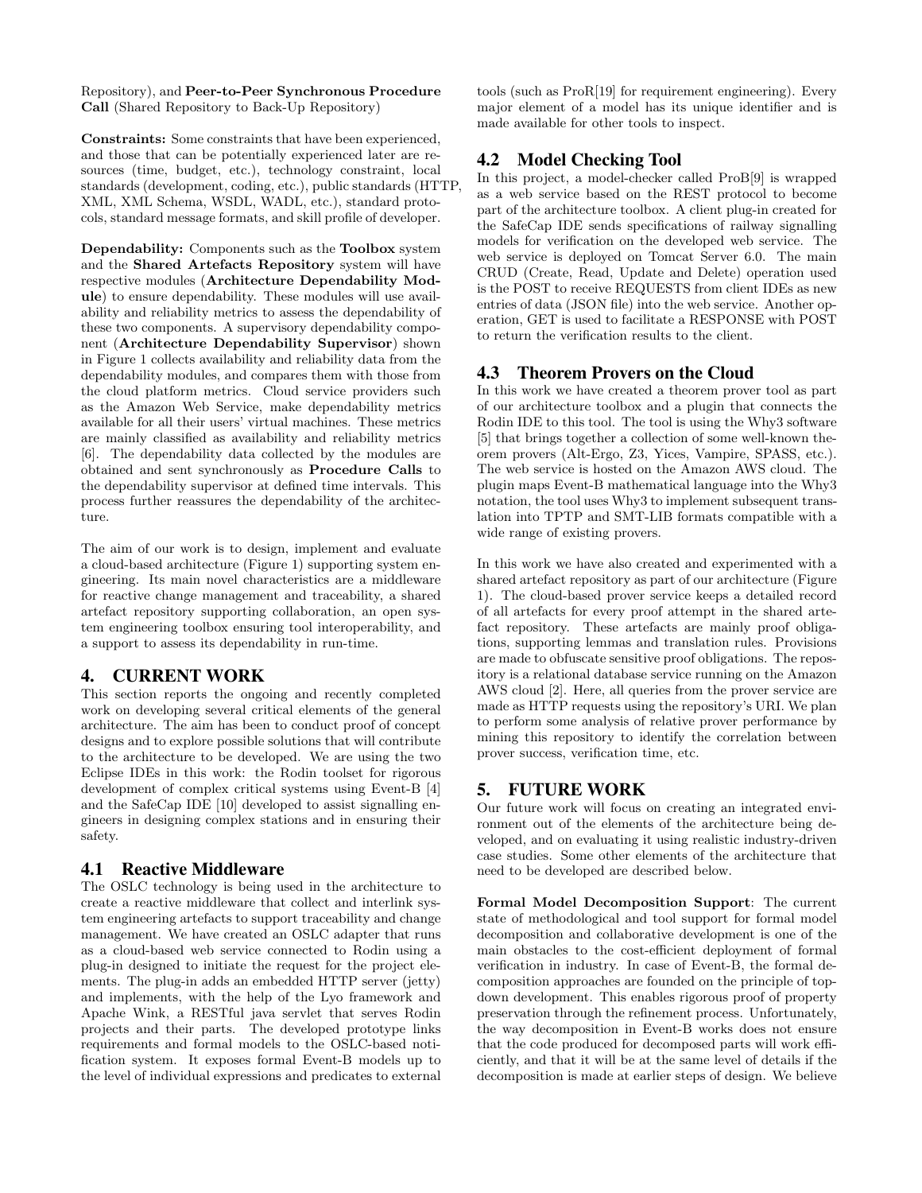Repository), and **Peer-to-Peer Synchronous Procedure Call** (Shared Repository to Back-Up Repository)

**Constraints:** Some constraints that have been experienced, and those that can be potentially experienced later are resources (time, budget, etc.), technology constraint, local standards (development, coding, etc.), public standards (HTTP, XML, XML Schema, WSDL, WADL, etc.), standard protocols, standard message formats, and skill profile of developer.

**Dependability:** Components such as the **Toolbox** system and the **Shared Artefacts Repository** system will have respective modules (**Architecture Dependability Module**) to ensure dependability. These modules will use availability and reliability metrics to assess the dependability of these two components. A supervisory dependability component (**Architecture Dependability Supervisor**) shown in Figure 1 collects availability and reliability data from the dependability modules, and compares them with those from the cloud platform metrics. Cloud service providers such as the Amazon Web Service, make dependability metrics available for all their users' virtual machines. These metrics are mainly classified as availability and reliability metrics [6]. The dependability data collected by the modules are obtained and sent synchronously as **Procedure Calls** to the dependability supervisor at defined time intervals. This process further reassures the dependability of the architecture.

The aim of our work is to design, implement and evaluate a cloud-based architecture (Figure 1) supporting system engineering. Its main novel characteristics are a middleware for reactive change management and traceability, a shared artefact repository supporting collaboration, an open system engineering toolbox ensuring tool interoperability, and a support to assess its dependability in run-time.

## 4. CURRENT WORK

This section reports the ongoing and recently completed work on developing several critical elements of the general architecture. The aim has been to conduct proof of concept designs and to explore possible solutions that will contribute to the architecture to be developed. We are using the two Eclipse IDEs in this work: the Rodin toolset for rigorous development of complex critical systems using Event-B [4] and the SafeCap IDE [10] developed to assist signalling engineers in designing complex stations and in ensuring their safety.

### 4.1 Reactive Middleware

The OSLC technology is being used in the architecture to create a reactive middleware that collect and interlink system engineering artefacts to support traceability and change management. We have created an OSLC adapter that runs as a cloud-based web service connected to Rodin using a plug-in designed to initiate the request for the project elements. The plug-in adds an embedded HTTP server (jetty) and implements, with the help of the Lyo framework and Apache Wink, a RESTful java servlet that serves Rodin projects and their parts. The developed prototype links requirements and formal models to the OSLC-based notification system. It exposes formal Event-B models up to the level of individual expressions and predicates to external tools (such as ProR[19] for requirement engineering). Every major element of a model has its unique identifier and is made available for other tools to inspect.

### 4.2 Model Checking Tool

In this project, a model-checker called ProB[9] is wrapped as a web service based on the REST protocol to become part of the architecture toolbox. A client plug-in created for the SafeCap IDE sends specifications of railway signalling models for verification on the developed web service. The web service is deployed on Tomcat Server 6.0. The main CRUD (Create, Read, Update and Delete) operation used is the POST to receive REQUESTS from client IDEs as new entries of data (JSON file) into the web service. Another operation, GET is used to facilitate a RESPONSE with POST to return the verification results to the client.

### 4.3 Theorem Provers on the Cloud

In this work we have created a theorem prover tool as part of our architecture toolbox and a plugin that connects the Rodin IDE to this tool. The tool is using the Why3 software [5] that brings together a collection of some well-known theorem provers (Alt-Ergo, Z3, Yices, Vampire, SPASS, etc.). The web service is hosted on the Amazon AWS cloud. The plugin maps Event-B mathematical language into the Why3 notation, the tool uses Why3 to implement subsequent translation into TPTP and SMT-LIB formats compatible with a wide range of existing provers.

In this work we have also created and experimented with a shared artefact repository as part of our architecture (Figure 1). The cloud-based prover service keeps a detailed record of all artefacts for every proof attempt in the shared artefact repository. These artefacts are mainly proof obligations, supporting lemmas and translation rules. Provisions are made to obfuscate sensitive proof obligations. The repository is a relational database service running on the Amazon AWS cloud [2]. Here, all queries from the prover service are made as HTTP requests using the repository's URI. We plan to perform some analysis of relative prover performance by mining this repository to identify the correlation between prover success, verification time, etc.

## 5. FUTURE WORK

Our future work will focus on creating an integrated environment out of the elements of the architecture being developed, and on evaluating it using realistic industry-driven case studies. Some other elements of the architecture that need to be developed are described below.

**Formal Model Decomposition Support**: The current state of methodological and tool support for formal model decomposition and collaborative development is one of the main obstacles to the cost-efficient deployment of formal verification in industry. In case of Event-B, the formal decomposition approaches are founded on the principle of top-down development. This enables rigorous proof of property preservation through the refinement process. Unfortunately, the way decomposition in Event-B works does not ensure that the code produced for decomposed parts will work efficiently, and that it will be at the same level of details if the decomposition is made at earlier steps of design. We believe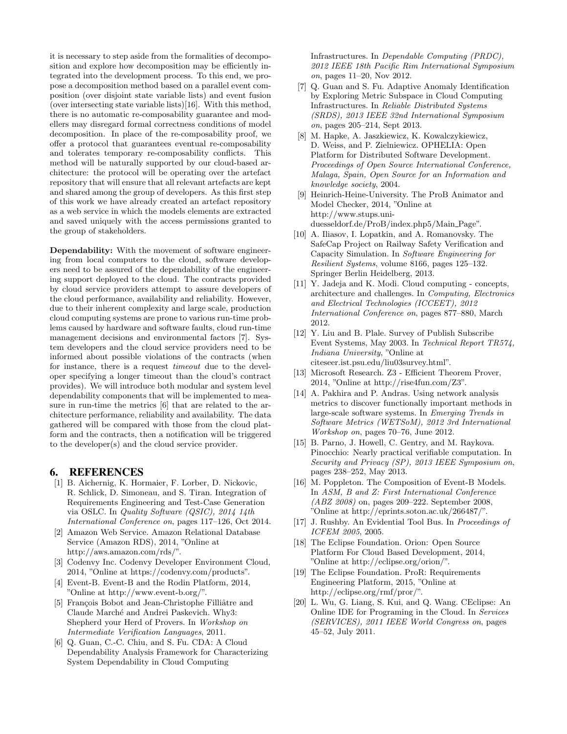it is necessary to step aside from the formalities of decomposition and explore how decomposition may be efficiently integrated into the development process. To this end, we propose a decomposition method based on a parallel event composition (over disjoint state variable lists) and event fusion (over intersecting state variable lists)[16]. With this method, there is no automatic re-composability guarantee and modellers may disregard formal correctness conditions of model decomposition. In place of the re-composability proof, we offer a protocol that guarantees eventual re-composability and tolerates temporary re-composability conflicts. This method will be naturally supported by our cloud-based architecture: the protocol will be operating over the artefact repository that will ensure that all relevant artefacts are kept and shared among the group of developers. As this first step of this work we have already created an artefact repository as a web service in which the models elements are extracted and saved uniquely with the access permissions granted to the group of stakeholders.

**Dependability:** With the movement of software engineering from local computers to the cloud, software developers need to be assured of the dependability of the engineering support deployed to the cloud. The contracts provided by cloud service providers attempt to assure developers of the cloud performance, availability and reliability. However, due to their inherent complexity and large scale, production cloud computing systems are prone to various run-time problems caused by hardware and software faults, cloud run-time management decisions and environmental factors [7]. System developers and the cloud service providers need to be informed about possible violations of the contracts (when for instance, there is a request *timeout* due to the developer specifying a longer timeout than the cloud's contract provides). We will introduce both modular and system level dependability components that will be implemented to measure in run-time the metrics [6] that are related to the architecture performance, reliability and availability. The data gathered will be compared with those from the cloud platform and the contracts, then a notification will be triggered to the developer(s) and the cloud service provider.

# 6. REFERENCES

[1] B. Aichernig, K. Hormaier, F. Lorber, D. Nickovic, R. Schlick, D. Simoneau, and S. Tiran. Integration of Requirements Engineering and Test-Case Generation via OSLC. In *Quality Software (QSIC), 2014 14th International Conference on*, pages 117–126, Oct 2014.

[2] Amazon Web Service. Amazon Relational Database Service (Amazon RDS), 2014, "Online at http://aws.amazon.com/rds/".

[3] Codenvy Inc. Codenvy Developer Environment Cloud, 2014, "Online at https://codenvy.com/products".

[4] Event-B. Event-B and the Rodin Platform, 2014, "Online at http://www.event-b.org/".

[5] François Bobot and Jean-Christophe Filliâtre and Claude Marché and Andrei Paskevich. Why3: Shepherd your Herd of Provers. In *Workshop on Intermediate Verification Languages*, 2011.

[6] Q. Guan, C.-C. Chiu, and S. Fu. CDA: A Cloud Dependability Analysis Framework for Characterizing System Dependability in Cloud Computing Infrastructures. In *Dependable Computing (PRDC), 2012 IEEE 18th Pacific Rim International Symposium on*, pages 11–20, Nov 2012.

[7] Q. Guan and S. Fu. Adaptive Anomaly Identification by Exploring Metric Subspace in Cloud Computing Infrastructures. In *Reliable Distributed Systems (SRDS), 2013 IEEE 32nd International Symposium on*, pages 205–214, Sept 2013.

[8] M. Hapke, A. Jaszkiewicz, K. Kowalczykiewicz, D. Weiss, and P. Zielniewicz. OPHELIA: Open Platform for Distributed Software Development. *Proceedings of Open Source International Conference, Malaga, Spain, Open Source for an Information and knowledge society*, 2004.

[9] Heinrich-Heine-University. The ProB Animator and Model Checker, 2014, "Online at http://www.stups.uni-duesseldorf.de/ProB/index.php5/Main_Page".

[10] A. Iliasov, I. Lopatkin, and A. Romanovsky. The SafeCap Project on Railway Safety Verification and Capacity Simulation. In *Software Engineering for Resilient Systems*, volume 8166, pages 125–132. Springer Berlin Heidelberg, 2013.

[11] Y. Jadeja and K. Modi. Cloud computing - concepts, architecture and challenges. In *Computing, Electronics and Electrical Technologies (ICCEET), 2012 International Conference on*, pages 877–880, March 2012.

[12] Y. Liu and B. Plale. Survey of Publish Subscribe Event Systems, May 2003. In *Technical Report TR574, Indiana University*, "Online at citeseer.ist.psu.edu/liu03survey.html".

[13] Microsoft Research. Z3 - Efficient Theorem Prover, 2014, "Online at http://rise4fun.com/Z3".

[14] A. Pakhira and P. Andras. Using network analysis metrics to discover functionally important methods in large-scale software systems. In *Emerging Trends in Software Metrics (WETSoM), 2012 3rd International Workshop on*, pages 70–76, June 2012.

[15] B. Parno, J. Howell, C. Gentry, and M. Raykova. Pinocchio: Nearly practical verifiable computation. In *Security and Privacy (SP), 2013 IEEE Symposium on*, pages 238–252, May 2013.

[16] M. Poppleton. The Composition of Event-B Models. In *ASM, B and Z: First International Conference (ABZ 2008)* on, pages 209–222. September 2008, "Online at http://eprints.soton.ac.uk/266487/".

[17] J. Rushby. An Evidential Tool Bus. In *Proceedings of ICFEM 2005*, 2005.

[18] The Eclipse Foundation. Orion: Open Source Platform For Cloud Based Development, 2014, "Online at http://eclipse.org/orion/".

[19] The Eclipse Foundation. ProR: Requirements Engineering Platform, 2015, "Online at http://eclipse.org/rmf/pror/".

[20] L. Wu, G. Liang, S. Kui, and Q. Wang. CEclipse: An Online IDE for Programing in the Cloud. In *Services (SERVICES), 2011 IEEE World Congress on*, pages 45–52, July 2011.